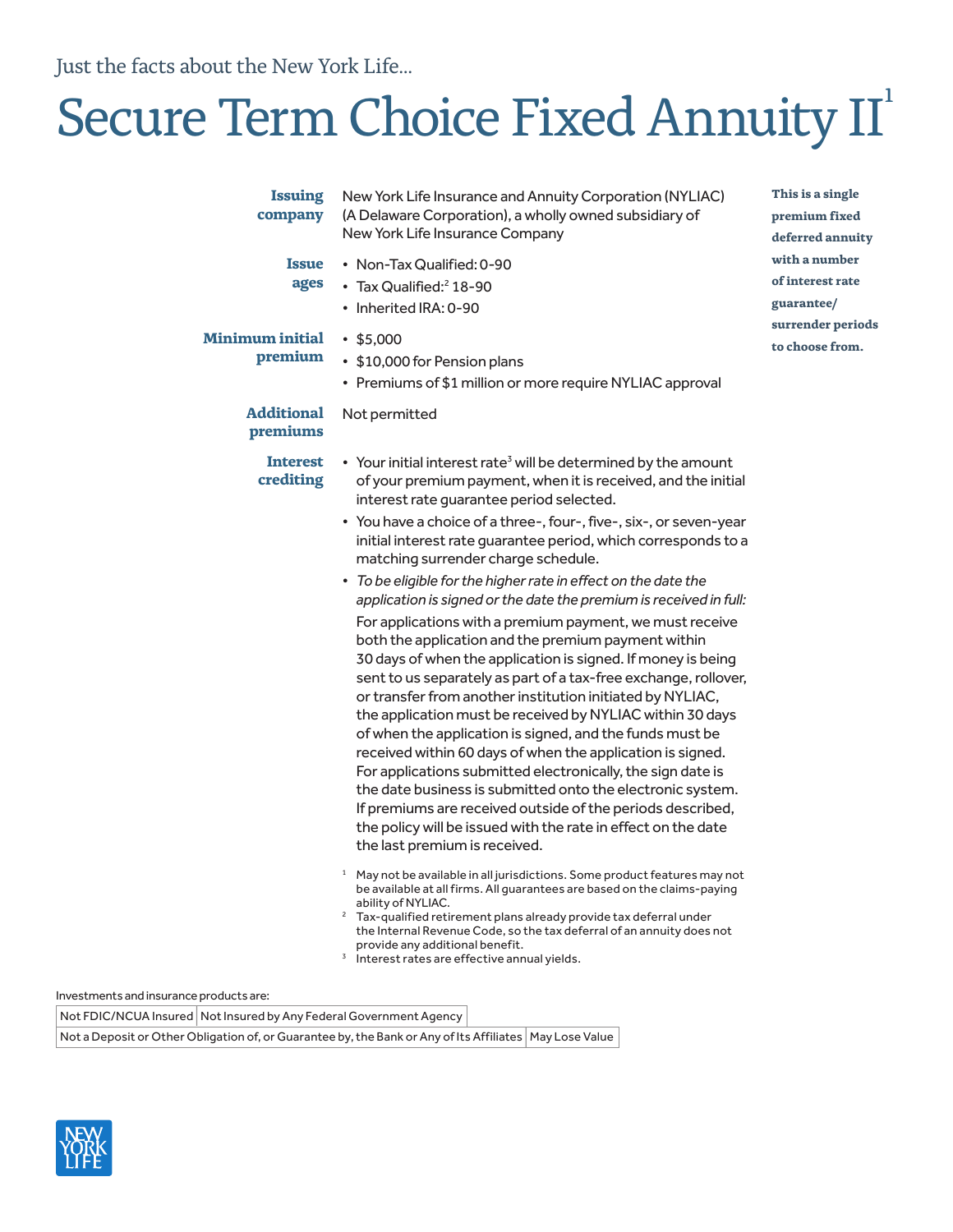Just the facts about the New York Life...

# Secure Term Choice Fixed Annuity II[1]

**This is a single premium fixed deferred annuity with a number of interest rate guarantee/ surrender periods to choose from.**

**Issuing company**

New York Life Insurance and Annuity Corporation (NYLIAC) (A Delaware Corporation), a wholly owned subsidiary of New York Life Insurance Company

**Issue ages**

- Non-Tax Qualified: 0-90
- Tax Qualified:[2] 18-90
- Inherited IRA: 0-90

**Minimum initial premium**

- $5,000
- $10,000 for Pension plans
- Premiums of $1 million or more require NYLIAC approval

**Additional premiums**

Not permitted

**Interest crediting**

- Your initial interest rate[3] will be determined by the amount of your premium payment, when it is received, and the initial interest rate guarantee period selected.
- You have a choice of a three-, four-, five-, six-, or seven-year initial interest rate guarantee period, which corresponds to a matching surrender charge schedule.
- *To be eligible for the higher rate in effect on the date the application is signed or the date the premium is received in full:*
  For applications with a premium payment, we must receive both the application and the premium payment within 30 days of when the application is signed. If money is being sent to us separately as part of a tax-free exchange, rollover, or transfer from another institution initiated by NYLIAC, the application must be received by NYLIAC within 30 days of when the application is signed, and the funds must be received within 60 days of when the application is signed. For applications submitted electronically, the sign date is the date business is submitted onto the electronic system. If premiums are received outside of the periods described, the policy will be issued with the rate in effect on the date the last premium is received.

[1] May not be available in all jurisdictions. Some product features may not be available at all firms. All guarantees are based on the claims-paying ability of NYLIAC.
[2] Tax-qualified retirement plans already provide tax deferral under the Internal Revenue Code, so the tax deferral of an annuity does not provide any additional benefit.
[3] Interest rates are effective annual yields.

Investments and insurance products are:

| Not FDIC/NCUA Insured | Not Insured by Any Federal Government Agency |
|---|---|
| Not a Deposit or Other Obligation of, or Guarantee by, the Bank or Any of Its Affiliates | May Lose Value |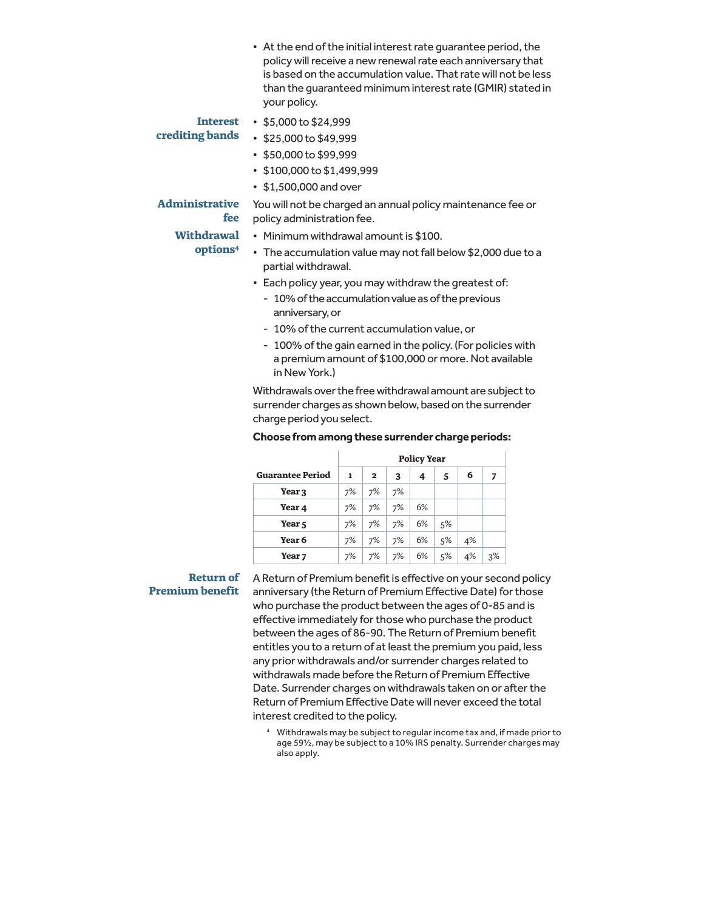- At the end of the initial interest rate guarantee period, the policy will receive a new renewal rate each anniversary that is based on the accumulation value. That rate will not be less than the guaranteed minimum interest rate (GMIR) stated in your policy.

**Interest crediting bands**

- $5,000 to $24,999
- $25,000 to $49,999
- $50,000 to $99,999
- $100,000 to $1,499,999
- $1,500,000 and over

**Administrative fee**

You will not be charged an annual policy maintenance fee or policy administration fee.

**Withdrawal options**[4]

- Minimum withdrawal amount is $100.
- The accumulation value may not fall below $2,000 due to a partial withdrawal.
- Each policy year, you may withdraw the greatest of:
  - 10% of the accumulation value as of the previous anniversary, or
  - 10% of the current accumulation value, or
  - 100% of the gain earned in the policy. (For policies with a premium amount of $100,000 or more. Not available in New York.)

Withdrawals over the free withdrawal amount are subject to surrender charges as shown below, based on the surrender charge period you select.

**Choose from among these surrender charge periods:**

| | Policy Year | | | | | | |
|---|---|---|---|---|---|---|---|
| **Guarantee Period** | **1** | **2** | **3** | **4** | **5** | **6** | **7** |
| **Year 3** | 7% | 7% | 7% | | | | |
| **Year 4** | 7% | 7% | 7% | 6% | | | |
| **Year 5** | 7% | 7% | 7% | 6% | 5% | | |
| **Year 6** | 7% | 7% | 7% | 6% | 5% | 4% | |
| **Year 7** | 7% | 7% | 7% | 6% | 5% | 4% | 3% |

**Return of Premium benefit**

A Return of Premium benefit is effective on your second policy anniversary (the Return of Premium Effective Date) for those who purchase the product between the ages of 0-85 and is effective immediately for those who purchase the product between the ages of 86-90. The Return of Premium benefit entitles you to a return of at least the premium you paid, less any prior withdrawals and/or surrender charges related to withdrawals made before the Return of Premium Effective Date. Surrender charges on withdrawals taken on or after the Return of Premium Effective Date will never exceed the total interest credited to the policy.

[4] Withdrawals may be subject to regular income tax and, if made prior to age 59½, may be subject to a 10% IRS penalty. Surrender charges may also apply.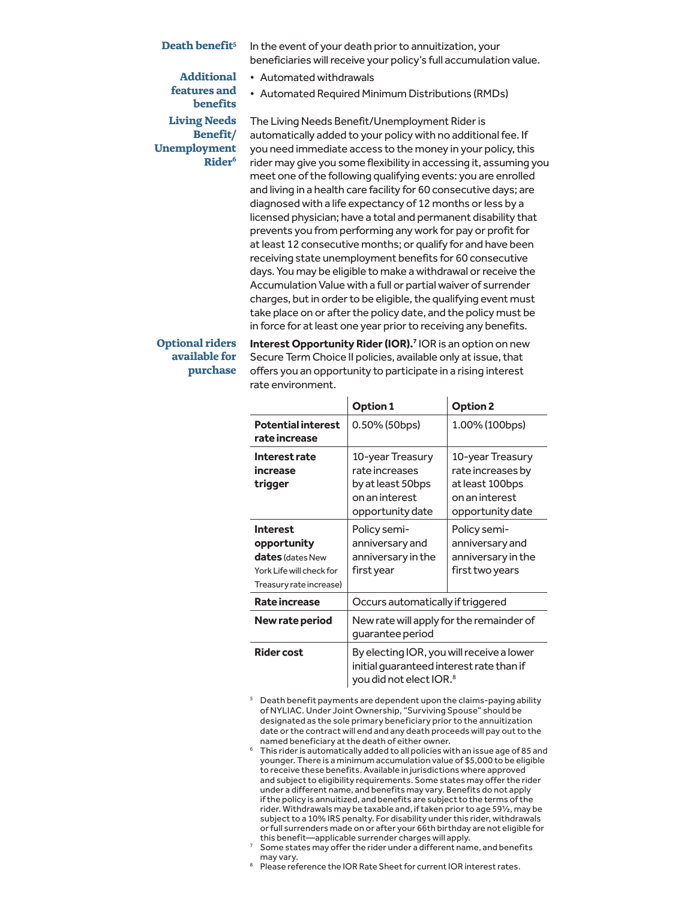**Death benefit**[5]

In the event of your death prior to annuitization, your beneficiaries will receive your policy's full accumulation value.

**Additional features and benefits**

- Automated withdrawals
- Automated Required Minimum Distributions (RMDs)

**Living Needs Benefit/ Unemployment Rider**[6]

The Living Needs Benefit/Unemployment Rider is automatically added to your policy with no additional fee. If you need immediate access to the money in your policy, this rider may give you some flexibility in accessing it, assuming you meet one of the following qualifying events: you are enrolled and living in a health care facility for 60 consecutive days; are diagnosed with a life expectancy of 12 months or less by a licensed physician; have a total and permanent disability that prevents you from performing any work for pay or profit for at least 12 consecutive months; or qualify for and have been receiving state unemployment benefits for 60 consecutive days. You may be eligible to make a withdrawal or receive the Accumulation Value with a full or partial waiver of surrender charges, but in order to be eligible, the qualifying event must take place on or after the policy date, and the policy must be in force for at least one year prior to receiving any benefits.

**Optional riders available for purchase**

**Interest Opportunity Rider (IOR).**[7] IOR is an option on new Secure Term Choice II policies, available only at issue, that offers you an opportunity to participate in a rising interest rate environment.

| | **Option 1** | **Option 2** |
|---|---|---|
| **Potential interest rate increase** | 0.50% (50bps) | 1.00% (100bps) |
| **Interest rate increase trigger** | 10-year Treasury rate increases by at least 50bps on an interest opportunity date | 10-year Treasury rate increases by at least 100bps on an interest opportunity date |
| **Interest opportunity dates** (dates New York Life will check for Treasury rate increase) | Policy semi-anniversary and anniversary in the first year | Policy semi-anniversary and anniversary in the first two years |
| **Rate increase** | Occurs automatically if triggered | |
| **New rate period** | New rate will apply for the remainder of guarantee period | |
| **Rider cost** | By electing IOR, you will receive a lower initial guaranteed interest rate than if you did not elect IOR.[8] | |

[5] Death benefit payments are dependent upon the claims-paying ability of NYLIAC. Under Joint Ownership, "Surviving Spouse" should be designated as the sole primary beneficiary prior to the annuitization date or the contract will end and any death proceeds will pay out to the named beneficiary at the death of either owner.

[6] This rider is automatically added to all policies with an issue age of 85 and younger. There is a minimum accumulation value of $5,000 to be eligible to receive these benefits. Available in jurisdictions where approved and subject to eligibility requirements. Some states may offer the rider under a different name, and benefits may vary. Benefits do not apply if the policy is annuitized, and benefits are subject to the terms of the rider. Withdrawals may be taxable and, if taken prior to age 59½, may be subject to a 10% IRS penalty. For disability under this rider, withdrawals or full surrenders made on or after your 66th birthday are not eligible for this benefit—applicable surrender charges will apply.

[7] Some states may offer the rider under a different name, and benefits may vary.

[8] Please reference the IOR Rate Sheet for current IOR interest rates.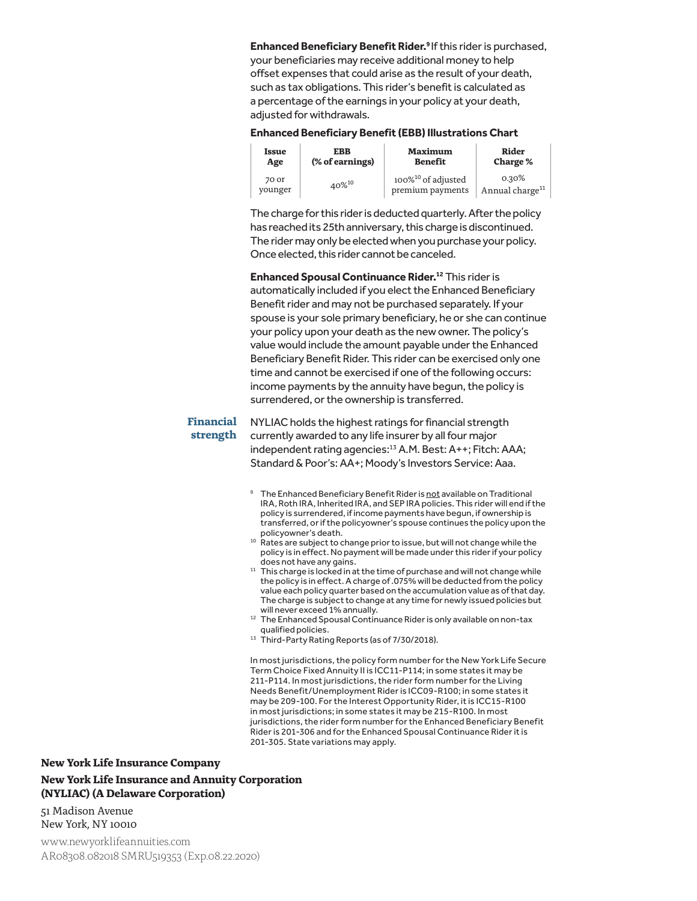**Enhanced Beneficiary Benefit Rider.**[9] If this rider is purchased, your beneficiaries may receive additional money to help offset expenses that could arise as the result of your death, such as tax obligations. This rider's benefit is calculated as a percentage of the earnings in your policy at your death, adjusted for withdrawals.

**Enhanced Beneficiary Benefit (EBB) Illustrations Chart**

| Issue Age | EBB (% of earnings) | Maximum Benefit | Rider Charge % |
|---|---|---|---|
| 70 or younger | 40%[10] | 100%[10] of adjusted premium payments | 0.30% Annual charge[11] |

The charge for this rider is deducted quarterly. After the policy has reached its 25th anniversary, this charge is discontinued. The rider may only be elected when you purchase your policy. Once elected, this rider cannot be canceled.

**Enhanced Spousal Continuance Rider.**[12] This rider is automatically included if you elect the Enhanced Beneficiary Benefit rider and may not be purchased separately. If your spouse is your sole primary beneficiary, he or she can continue your policy upon your death as the new owner. The policy's value would include the amount payable under the Enhanced Beneficiary Benefit Rider. This rider can be exercised only one time and cannot be exercised if one of the following occurs: income payments by the annuity have begun, the policy is surrendered, or the ownership is transferred.

## Financial strength

NYLIAC holds the highest ratings for financial strength currently awarded to any life insurer by all four major independent rating agencies:[13] A.M. Best: A++; Fitch: AAA; Standard & Poor's: AA+; Moody's Investors Service: Aaa.

[9] The Enhanced Beneficiary Benefit Rider is not available on Traditional IRA, Roth IRA, Inherited IRA, and SEP IRA policies. This rider will end if the policy is surrendered, if income payments have begun, if ownership is transferred, or if the policyowner's spouse continues the policy upon the policyowner's death.

[10] Rates are subject to change prior to issue, but will not change while the policy is in effect. No payment will be made under this rider if your policy does not have any gains.

[11] This charge is locked in at the time of purchase and will not change while the policy is in effect. A charge of .075% will be deducted from the policy value each policy quarter based on the accumulation value as of that day. The charge is subject to change at any time for newly issued policies but will never exceed 1% annually.

[12] The Enhanced Spousal Continuance Rider is only available on non-tax qualified policies.

[13] Third-Party Rating Reports (as of 7/30/2018).

In most jurisdictions, the policy form number for the New York Life Secure Term Choice Fixed Annuity II is ICC11-P114; in some states it may be 211-P114. In most jurisdictions, the rider form number for the Living Needs Benefit/Unemployment Rider is ICC09-R100; in some states it may be 209-100. For the Interest Opportunity Rider, it is ICC15-R100 in most jurisdictions; in some states it may be 215-R100. In most jurisdictions, the rider form number for the Enhanced Beneficiary Benefit Rider is 201-306 and for the Enhanced Spousal Continuance Rider it is 201-305. State variations may apply.

**New York Life Insurance Company**

**New York Life Insurance and Annuity Corporation (NYLIAC) (A Delaware Corporation)**

51 Madison Avenue
New York, NY 10010

www.newyorklifeannuities.com
AR08308.082018 SMRU519353 (Exp.08.22.2020)